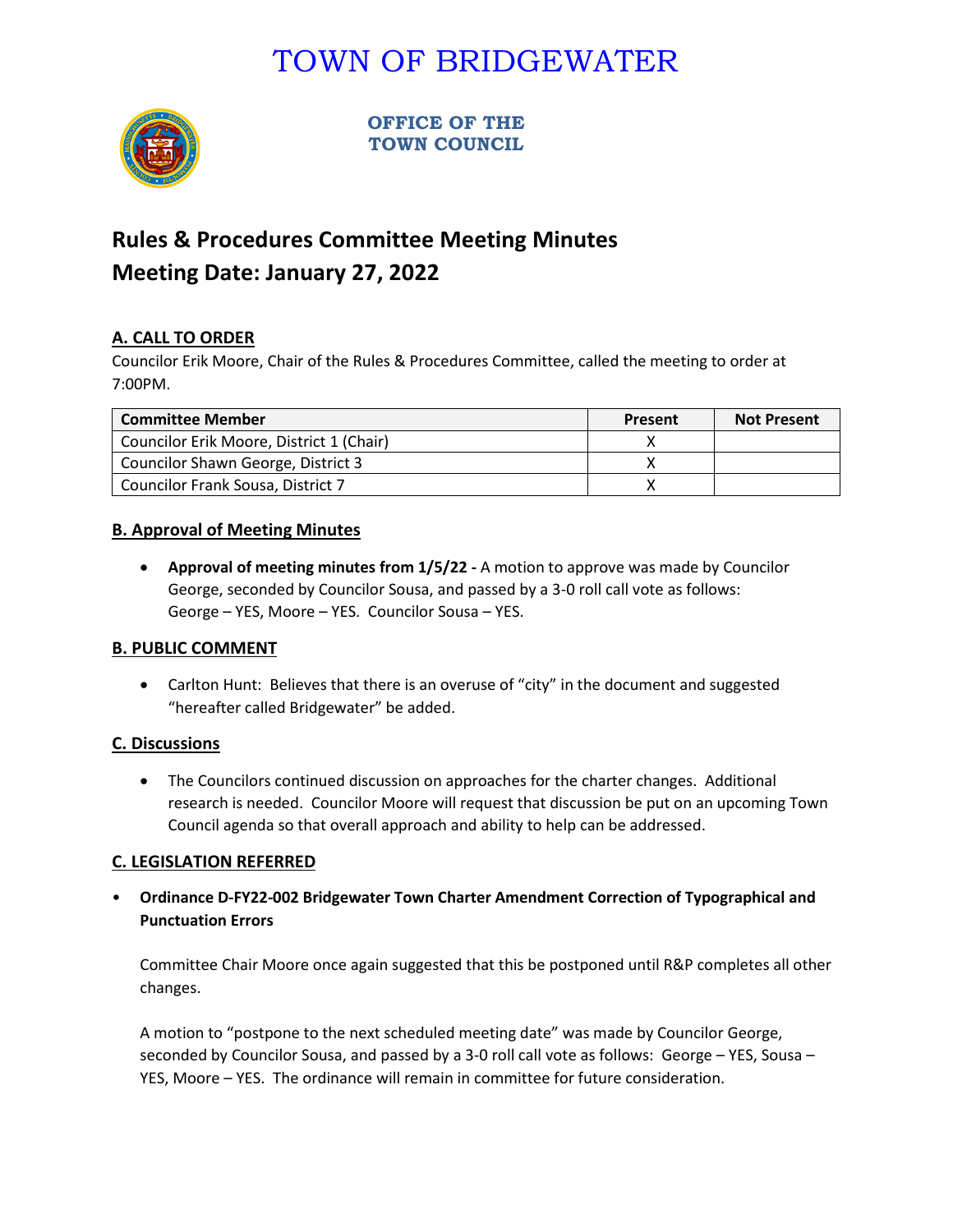# TOWN OF BRIDGEWATER

**OFFICE OF THE TOWN COUNCIL**

## Rules & Procedures Committee Meeting Minutes
## Meeting Date: January 27, 2022

### A. CALL TO ORDER

Councilor Erik Moore, Chair of the Rules & Procedures Committee, called the meeting to order at 7:00PM.

| Committee Member | Present | Not Present |
|---|---|---|
| Councilor Erik Moore, District 1 (Chair) | X | |
| Councilor Shawn George, District 3 | X | |
| Councilor Frank Sousa, District 7 | X | |

### B. Approval of Meeting Minutes

- **Approval of meeting minutes from 1/5/22 -** A motion to approve was made by Councilor George, seconded by Councilor Sousa, and passed by a 3-0 roll call vote as follows: George – YES, Moore – YES. Councilor Sousa – YES.

### B. PUBLIC COMMENT

- Carlton Hunt: Believes that there is an overuse of "city" in the document and suggested "hereafter called Bridgewater" be added.

### C. Discussions

- The Councilors continued discussion on approaches for the charter changes. Additional research is needed. Councilor Moore will request that discussion be put on an upcoming Town Council agenda so that overall approach and ability to help can be addressed.

### C. LEGISLATION REFERRED

- **Ordinance D-FY22-002 Bridgewater Town Charter Amendment Correction of Typographical and Punctuation Errors**

  Committee Chair Moore once again suggested that this be postponed until R&P completes all other changes.

  A motion to "postpone to the next scheduled meeting date" was made by Councilor George, seconded by Councilor Sousa, and passed by a 3-0 roll call vote as follows: George – YES, Sousa – YES, Moore – YES. The ordinance will remain in committee for future consideration.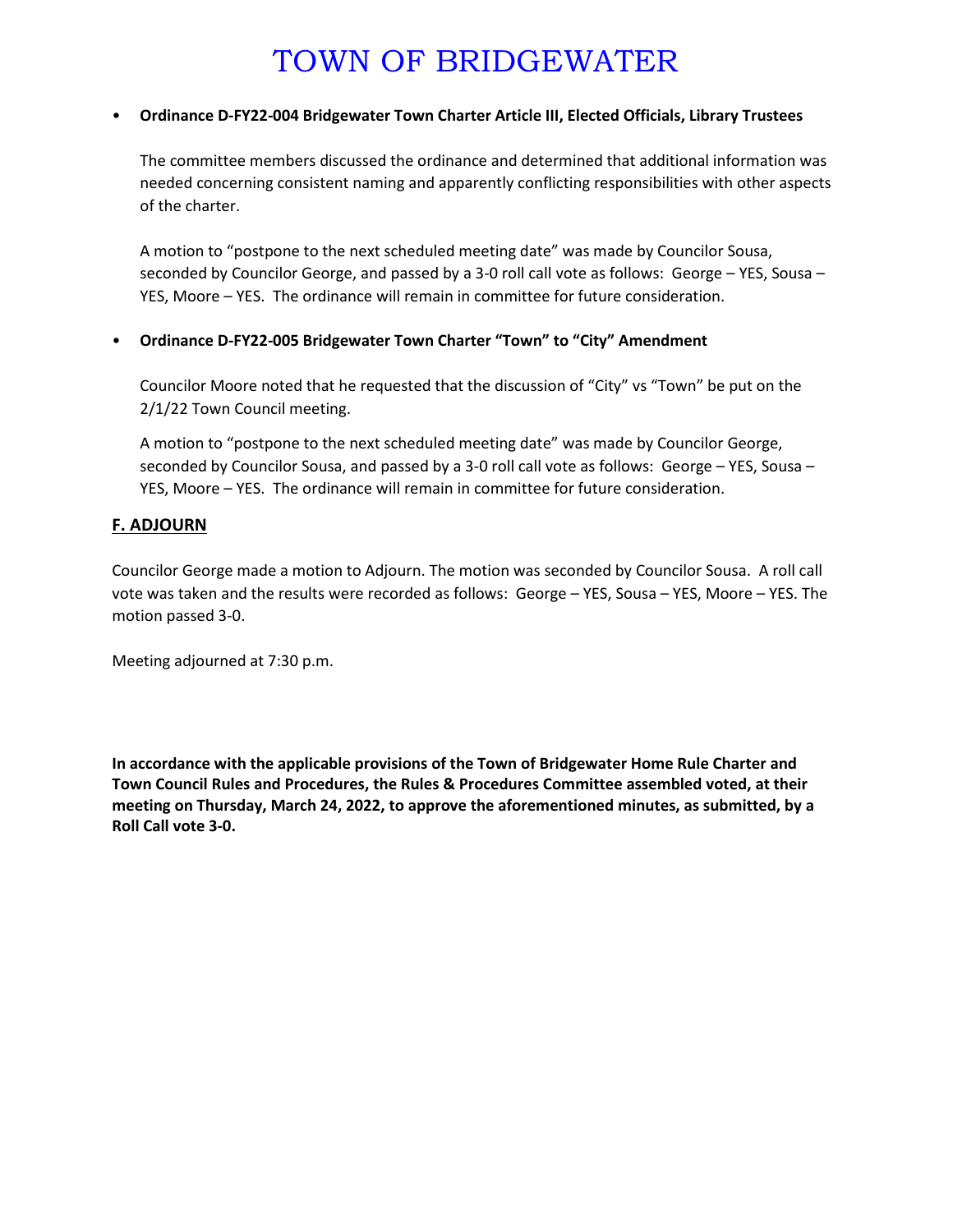# TOWN OF BRIDGEWATER

- **Ordinance D-FY22-004 Bridgewater Town Charter Article III, Elected Officials, Library Trustees**

  The committee members discussed the ordinance and determined that additional information was needed concerning consistent naming and apparently conflicting responsibilities with other aspects of the charter.

  A motion to "postpone to the next scheduled meeting date" was made by Councilor Sousa, seconded by Councilor George, and passed by a 3-0 roll call vote as follows: George – YES, Sousa – YES, Moore – YES. The ordinance will remain in committee for future consideration.

- **Ordinance D-FY22-005 Bridgewater Town Charter "Town" to "City" Amendment**

  Councilor Moore noted that he requested that the discussion of "City" vs "Town" be put on the 2/1/22 Town Council meeting.

  A motion to "postpone to the next scheduled meeting date" was made by Councilor George, seconded by Councilor Sousa, and passed by a 3-0 roll call vote as follows: George – YES, Sousa – YES, Moore – YES. The ordinance will remain in committee for future consideration.

## F. ADJOURN

Councilor George made a motion to Adjourn. The motion was seconded by Councilor Sousa. A roll call vote was taken and the results were recorded as follows: George – YES, Sousa – YES, Moore – YES. The motion passed 3-0.

Meeting adjourned at 7:30 p.m.

**In accordance with the applicable provisions of the Town of Bridgewater Home Rule Charter and Town Council Rules and Procedures, the Rules & Procedures Committee assembled voted, at their meeting on Thursday, March 24, 2022, to approve the aforementioned minutes, as submitted, by a Roll Call vote 3-0.**